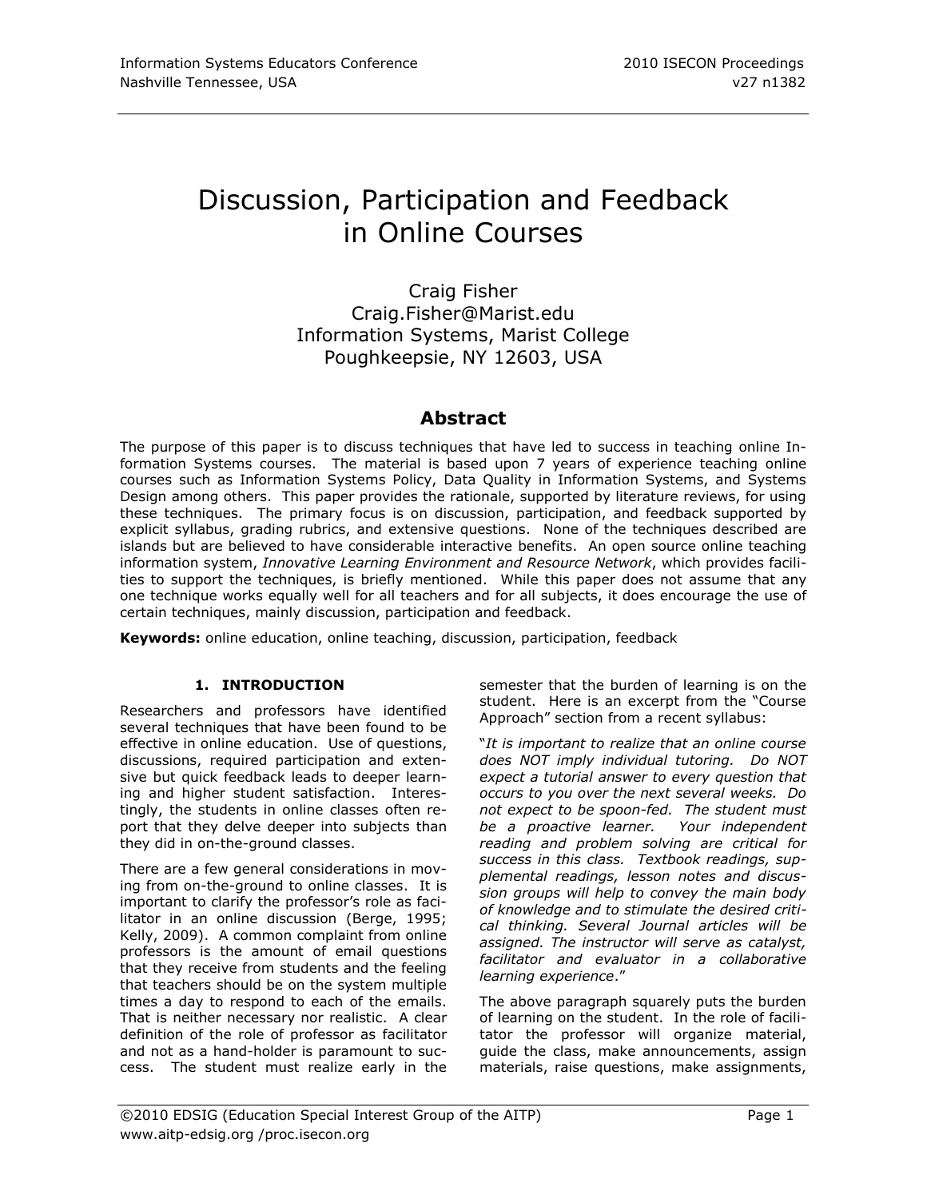# Discussion, Participation and Feedback in Online Courses

Craig Fisher
Craig.Fisher@Marist.edu
Information Systems, Marist College
Poughkeepsie, NY 12603, USA

## Abstract

The purpose of this paper is to discuss techniques that have led to success in teaching online Information Systems courses. The material is based upon 7 years of experience teaching online courses such as Information Systems Policy, Data Quality in Information Systems, and Systems Design among others. This paper provides the rationale, supported by literature reviews, for using these techniques. The primary focus is on discussion, participation, and feedback supported by explicit syllabus, grading rubrics, and extensive questions. None of the techniques described are islands but are believed to have considerable interactive benefits. An open source online teaching information system, *Innovative Learning Environment and Resource Network*, which provides facilities to support the techniques, is briefly mentioned. While this paper does not assume that any one technique works equally well for all teachers and for all subjects, it does encourage the use of certain techniques, mainly discussion, participation and feedback.

**Keywords:** online education, online teaching, discussion, participation, feedback

## 1. INTRODUCTION

Researchers and professors have identified several techniques that have been found to be effective in online education. Use of questions, discussions, required participation and extensive but quick feedback leads to deeper learning and higher student satisfaction. Interestingly, the students in online classes often report that they delve deeper into subjects than they did in on-the-ground classes.

There are a few general considerations in moving from on-the-ground to online classes. It is important to clarify the professor's role as facilitator in an online discussion (Berge, 1995; Kelly, 2009). A common complaint from online professors is the amount of email questions that they receive from students and the feeling that teachers should be on the system multiple times a day to respond to each of the emails. That is neither necessary nor realistic. A clear definition of the role of professor as facilitator and not as a hand-holder is paramount to success. The student must realize early in the semester that the burden of learning is on the student. Here is an excerpt from the "Course Approach" section from a recent syllabus:

"*It is important to realize that an online course does NOT imply individual tutoring. Do NOT expect a tutorial answer to every question that occurs to you over the next several weeks. Do not expect to be spoon-fed. The student must be a proactive learner. Your independent reading and problem solving are critical for success in this class. Textbook readings, supplemental readings, lesson notes and discussion groups will help to convey the main body of knowledge and to stimulate the desired critical thinking. Several Journal articles will be assigned. The instructor will serve as catalyst, facilitator and evaluator in a collaborative learning experience*."

The above paragraph squarely puts the burden of learning on the student. In the role of facilitator the professor will organize material, guide the class, make announcements, assign materials, raise questions, make assignments,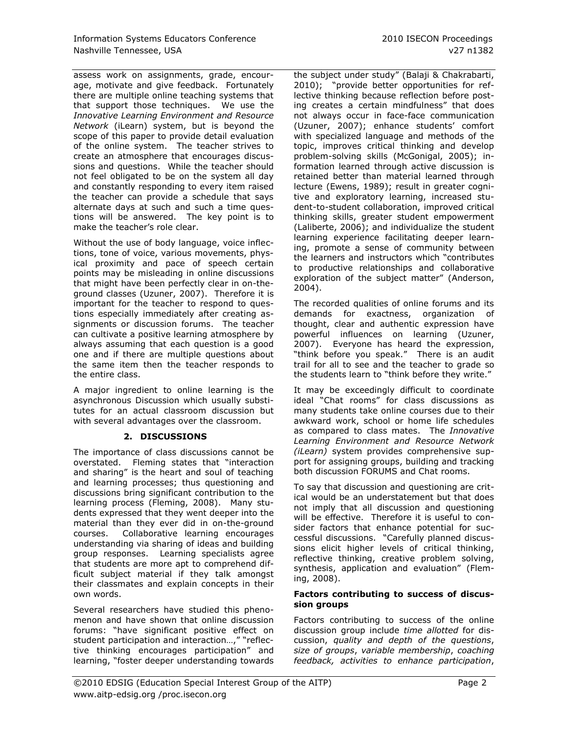assess work on assignments, grade, encourage, motivate and give feedback. Fortunately there are multiple online teaching systems that that support those techniques. We use the *Innovative Learning Environment and Resource Network* (iLearn) system, but is beyond the scope of this paper to provide detail evaluation of the online system. The teacher strives to create an atmosphere that encourages discussions and questions. While the teacher should not feel obligated to be on the system all day and constantly responding to every item raised the teacher can provide a schedule that says alternate days at such and such a time questions will be answered. The key point is to make the teacher's role clear.

Without the use of body language, voice inflections, tone of voice, various movements, physical proximity and pace of speech certain points may be misleading in online discussions that might have been perfectly clear in on-the-ground classes (Uzuner, 2007). Therefore it is important for the teacher to respond to questions especially immediately after creating assignments or discussion forums. The teacher can cultivate a positive learning atmosphere by always assuming that each question is a good one and if there are multiple questions about the same item then the teacher responds to the entire class.

A major ingredient to online learning is the asynchronous Discussion which usually substitutes for an actual classroom discussion but with several advantages over the classroom.

## 2. DISCUSSIONS

The importance of class discussions cannot be overstated. Fleming states that "interaction and sharing" is the heart and soul of teaching and learning processes; thus questioning and discussions bring significant contribution to the learning process (Fleming, 2008). Many students expressed that they went deeper into the material than they ever did in on-the-ground courses. Collaborative learning encourages understanding via sharing of ideas and building group responses. Learning specialists agree that students are more apt to comprehend difficult subject material if they talk amongst their classmates and explain concepts in their own words.

Several researchers have studied this phenomenon and have shown that online discussion forums: "have significant positive effect on student participation and interaction…," "reflective thinking encourages participation" and learning, "foster deeper understanding towards the subject under study" (Balaji & Chakrabarti, 2010); "provide better opportunities for reflective thinking because reflection before posting creates a certain mindfulness" that does not always occur in face-face communication (Uzuner, 2007); enhance students' comfort with specialized language and methods of the topic, improves critical thinking and develop problem-solving skills (McGonigal, 2005); information learned through active discussion is retained better than material learned through lecture (Ewens, 1989); result in greater cognitive and exploratory learning, increased student-to-student collaboration, improved critical thinking skills, greater student empowerment (Laliberte, 2006); and individualize the student learning experience facilitating deeper learning, promote a sense of community between the learners and instructors which "contributes to productive relationships and collaborative exploration of the subject matter" (Anderson, 2004).

The recorded qualities of online forums and its demands for exactness, organization of thought, clear and authentic expression have powerful influences on learning (Uzuner, 2007). Everyone has heard the expression, "think before you speak." There is an audit trail for all to see and the teacher to grade so the students learn to "think before they write."

It may be exceedingly difficult to coordinate ideal "Chat rooms" for class discussions as many students take online courses due to their awkward work, school or home life schedules as compared to class mates. The *Innovative Learning Environment and Resource Network (iLearn)* system provides comprehensive support for assigning groups, building and tracking both discussion FORUMS and Chat rooms.

To say that discussion and questioning are critical would be an understatement but that does not imply that all discussion and questioning will be effective. Therefore it is useful to consider factors that enhance potential for successful discussions. "Carefully planned discussions elicit higher levels of critical thinking, reflective thinking, creative problem solving, synthesis, application and evaluation" (Fleming, 2008).

**Factors contributing to success of discussion groups**

Factors contributing to success of the online discussion group include *time allotted* for discussion, *quality and depth of the questions*, *size of groups*, *variable membership*, *coaching feedback, activities to enhance participation*,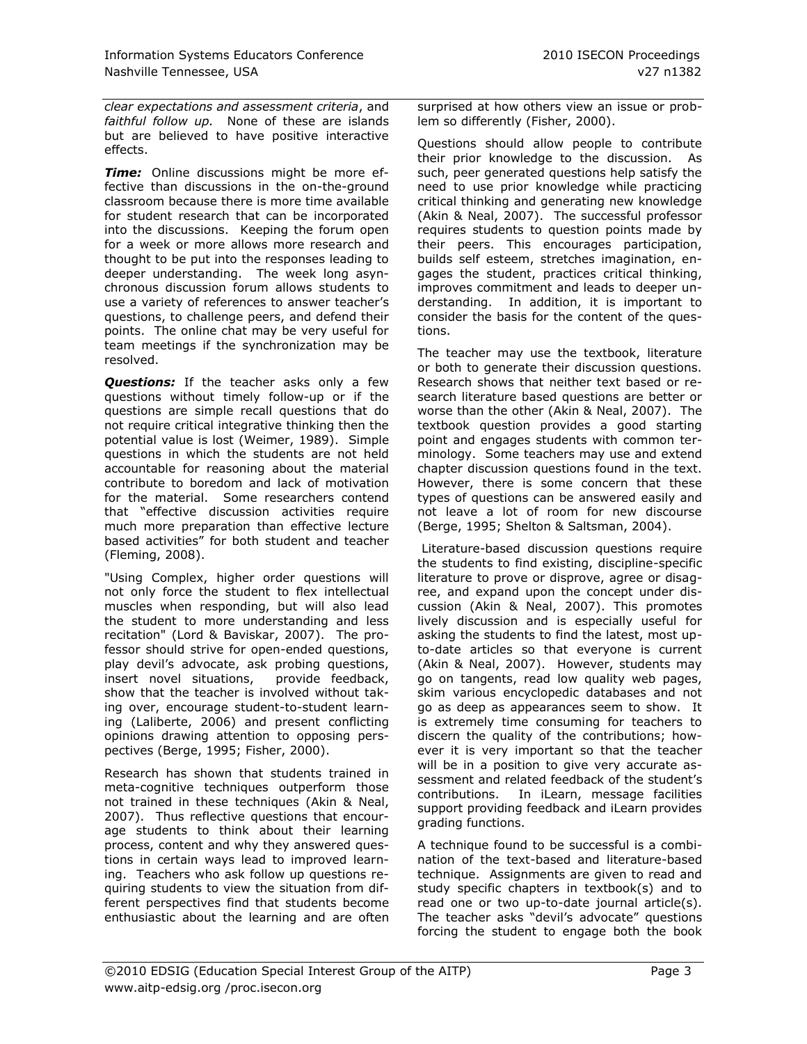*clear expectations and assessment criteria*, and *faithful follow up.* None of these are islands but are believed to have positive interactive effects.

***Time:*** Online discussions might be more effective than discussions in the on-the-ground classroom because there is more time available for student research that can be incorporated into the discussions. Keeping the forum open for a week or more allows more research and thought to be put into the responses leading to deeper understanding. The week long asynchronous discussion forum allows students to use a variety of references to answer teacher's questions, to challenge peers, and defend their points. The online chat may be very useful for team meetings if the synchronization may be resolved.

***Questions:*** If the teacher asks only a few questions without timely follow-up or if the questions are simple recall questions that do not require critical integrative thinking then the potential value is lost (Weimer, 1989). Simple questions in which the students are not held accountable for reasoning about the material contribute to boredom and lack of motivation for the material. Some researchers contend that "effective discussion activities require much more preparation than effective lecture based activities" for both student and teacher (Fleming, 2008).

"Using Complex, higher order questions will not only force the student to flex intellectual muscles when responding, but will also lead the student to more understanding and less recitation" (Lord & Baviskar, 2007). The professor should strive for open-ended questions, play devil's advocate, ask probing questions, insert novel situations, provide feedback, show that the teacher is involved without taking over, encourage student-to-student learning (Laliberte, 2006) and present conflicting opinions drawing attention to opposing perspectives (Berge, 1995; Fisher, 2000).

Research has shown that students trained in meta-cognitive techniques outperform those not trained in these techniques (Akin & Neal, 2007). Thus reflective questions that encourage students to think about their learning process, content and why they answered questions in certain ways lead to improved learning. Teachers who ask follow up questions requiring students to view the situation from different perspectives find that students become enthusiastic about the learning and are often surprised at how others view an issue or problem so differently (Fisher, 2000).

Questions should allow people to contribute their prior knowledge to the discussion. As such, peer generated questions help satisfy the need to use prior knowledge while practicing critical thinking and generating new knowledge (Akin & Neal, 2007). The successful professor requires students to question points made by their peers. This encourages participation, builds self esteem, stretches imagination, engages the student, practices critical thinking, improves commitment and leads to deeper understanding. In addition, it is important to consider the basis for the content of the questions.

The teacher may use the textbook, literature or both to generate their discussion questions. Research shows that neither text based or research literature based questions are better or worse than the other (Akin & Neal, 2007). The textbook question provides a good starting point and engages students with common terminology. Some teachers may use and extend chapter discussion questions found in the text. However, there is some concern that these types of questions can be answered easily and not leave a lot of room for new discourse (Berge, 1995; Shelton & Saltsman, 2004).

Literature-based discussion questions require the students to find existing, discipline-specific literature to prove or disprove, agree or disagree, and expand upon the concept under discussion (Akin & Neal, 2007). This promotes lively discussion and is especially useful for asking the students to find the latest, most up-to-date articles so that everyone is current (Akin & Neal, 2007). However, students may go on tangents, read low quality web pages, skim various encyclopedic databases and not go as deep as appearances seem to show. It is extremely time consuming for teachers to discern the quality of the contributions; however it is very important so that the teacher will be in a position to give very accurate assessment and related feedback of the student's contributions. In iLearn, message facilities support providing feedback and iLearn provides grading functions.

A technique found to be successful is a combination of the text-based and literature-based technique. Assignments are given to read and study specific chapters in textbook(s) and to read one or two up-to-date journal article(s). The teacher asks "devil's advocate" questions forcing the student to engage both the book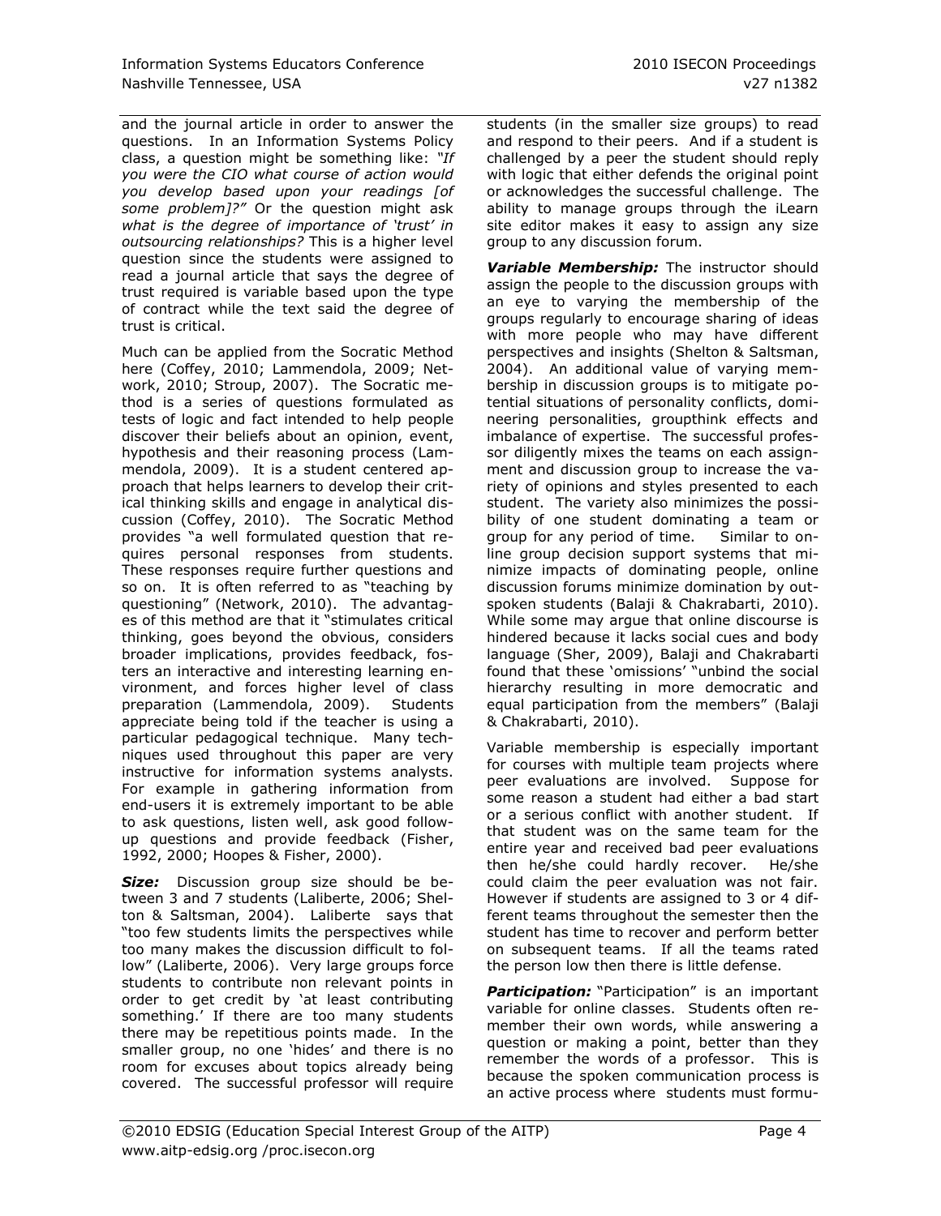and the journal article in order to answer the questions. In an Information Systems Policy class, a question might be something like: *"If you were the CIO what course of action would you develop based upon your readings [of some problem]?"* Or the question might ask *what is the degree of importance of 'trust' in outsourcing relationships?* This is a higher level question since the students were assigned to read a journal article that says the degree of trust required is variable based upon the type of contract while the text said the degree of trust is critical.

Much can be applied from the Socratic Method here (Coffey, 2010; Lammendola, 2009; Network, 2010; Stroup, 2007). The Socratic method is a series of questions formulated as tests of logic and fact intended to help people discover their beliefs about an opinion, event, hypothesis and their reasoning process (Lammendola, 2009). It is a student centered approach that helps learners to develop their critical thinking skills and engage in analytical discussion (Coffey, 2010). The Socratic Method provides "a well formulated question that requires personal responses from students. These responses require further questions and so on. It is often referred to as "teaching by questioning" (Network, 2010). The advantages of this method are that it "stimulates critical thinking, goes beyond the obvious, considers broader implications, provides feedback, fosters an interactive and interesting learning environment, and forces higher level of class preparation (Lammendola, 2009). Students appreciate being told if the teacher is using a particular pedagogical technique. Many techniques used throughout this paper are very instructive for information systems analysts. For example in gathering information from end-users it is extremely important to be able to ask questions, listen well, ask good follow-up questions and provide feedback (Fisher, 1992, 2000; Hoopes & Fisher, 2000).

***Size:*** Discussion group size should be between 3 and 7 students (Laliberte, 2006; Shelton & Saltsman, 2004). Laliberte says that "too few students limits the perspectives while too many makes the discussion difficult to follow" (Laliberte, 2006). Very large groups force students to contribute non relevant points in order to get credit by 'at least contributing something.' If there are too many students there may be repetitious points made. In the smaller group, no one 'hides' and there is no room for excuses about topics already being covered. The successful professor will require students (in the smaller size groups) to read and respond to their peers. And if a student is challenged by a peer the student should reply with logic that either defends the original point or acknowledges the successful challenge. The ability to manage groups through the iLearn site editor makes it easy to assign any size group to any discussion forum.

***Variable Membership:*** The instructor should assign the people to the discussion groups with an eye to varying the membership of the groups regularly to encourage sharing of ideas with more people who may have different perspectives and insights (Shelton & Saltsman, 2004). An additional value of varying membership in discussion groups is to mitigate potential situations of personality conflicts, domineering personalities, groupthink effects and imbalance of expertise. The successful professor diligently mixes the teams on each assignment and discussion group to increase the variety of opinions and styles presented to each student. The variety also minimizes the possibility of one student dominating a team or group for any period of time. Similar to online group decision support systems that minimize impacts of dominating people, online discussion forums minimize domination by outspoken students (Balaji & Chakrabarti, 2010). While some may argue that online discourse is hindered because it lacks social cues and body language (Sher, 2009), Balaji and Chakrabarti found that these 'omissions' "unbind the social hierarchy resulting in more democratic and equal participation from the members" (Balaji & Chakrabarti, 2010).

Variable membership is especially important for courses with multiple team projects where peer evaluations are involved. Suppose for some reason a student had either a bad start or a serious conflict with another student. If that student was on the same team for the entire year and received bad peer evaluations then he/she could hardly recover. He/she could claim the peer evaluation was not fair. However if students are assigned to 3 or 4 different teams throughout the semester then the student has time to recover and perform better on subsequent teams. If all the teams rated the person low then there is little defense.

***Participation:*** "Participation" is an important variable for online classes. Students often remember their own words, while answering a question or making a point, better than they remember the words of a professor. This is because the spoken communication process is an active process where students must formu-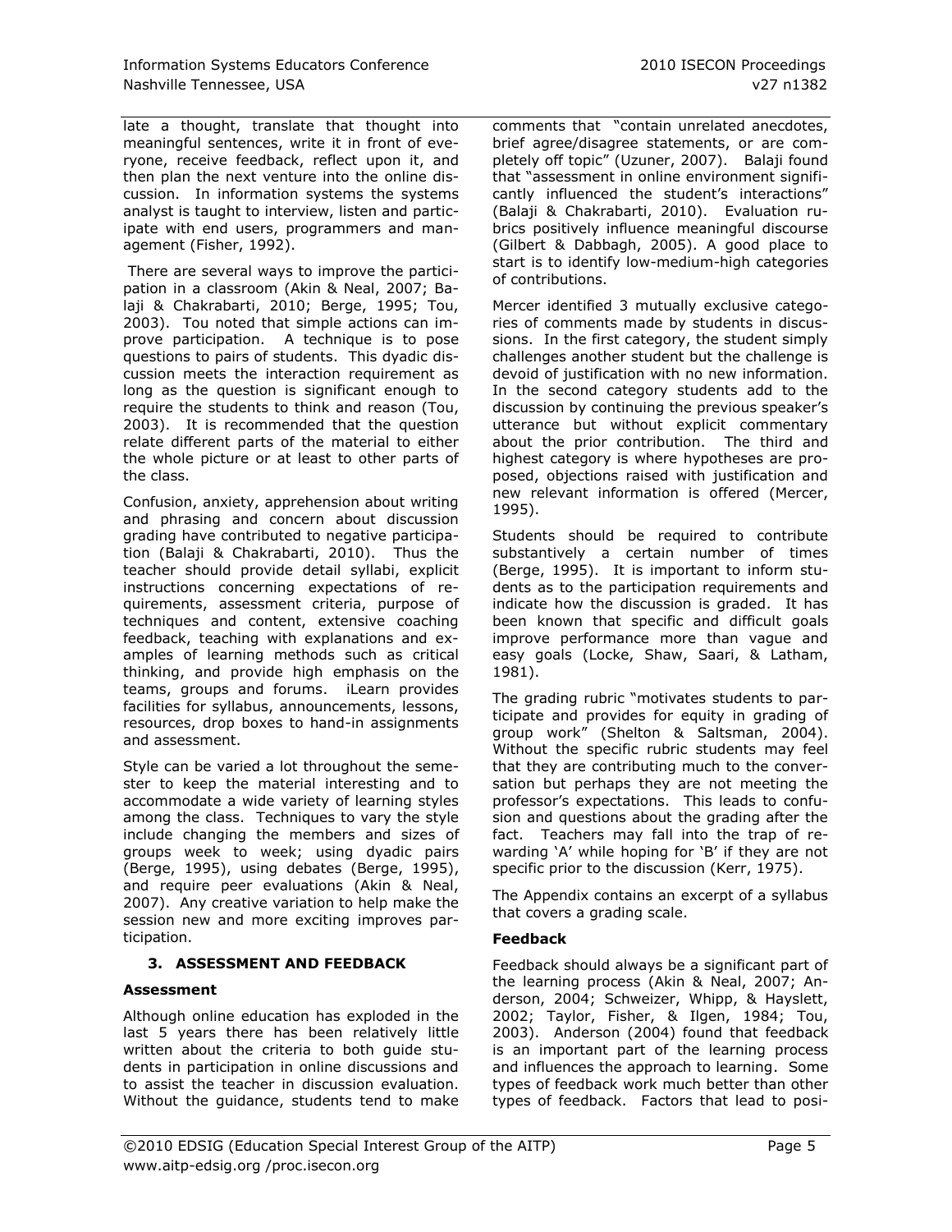late a thought, translate that thought into meaningful sentences, write it in front of everyone, receive feedback, reflect upon it, and then plan the next venture into the online discussion. In information systems the systems analyst is taught to interview, listen and participate with end users, programmers and management (Fisher, 1992).

There are several ways to improve the participation in a classroom (Akin & Neal, 2007; Balaji & Chakrabarti, 2010; Berge, 1995; Tou, 2003). Tou noted that simple actions can improve participation. A technique is to pose questions to pairs of students. This dyadic discussion meets the interaction requirement as long as the question is significant enough to require the students to think and reason (Tou, 2003). It is recommended that the question relate different parts of the material to either the whole picture or at least to other parts of the class.

Confusion, anxiety, apprehension about writing and phrasing and concern about discussion grading have contributed to negative participation (Balaji & Chakrabarti, 2010). Thus the teacher should provide detail syllabi, explicit instructions concerning expectations of requirements, assessment criteria, purpose of techniques and content, extensive coaching feedback, teaching with explanations and examples of learning methods such as critical thinking, and provide high emphasis on the teams, groups and forums. iLearn provides facilities for syllabus, announcements, lessons, resources, drop boxes to hand-in assignments and assessment.

Style can be varied a lot throughout the semester to keep the material interesting and to accommodate a wide variety of learning styles among the class. Techniques to vary the style include changing the members and sizes of groups week to week; using dyadic pairs (Berge, 1995), using debates (Berge, 1995), and require peer evaluations (Akin & Neal, 2007). Any creative variation to help make the session new and more exciting improves participation.

## 3. ASSESSMENT AND FEEDBACK

### Assessment

Although online education has exploded in the last 5 years there has been relatively little written about the criteria to both guide students in participation in online discussions and to assist the teacher in discussion evaluation. Without the guidance, students tend to make comments that "contain unrelated anecdotes, brief agree/disagree statements, or are completely off topic" (Uzuner, 2007). Balaji found that "assessment in online environment significantly influenced the student's interactions" (Balaji & Chakrabarti, 2010). Evaluation rubrics positively influence meaningful discourse (Gilbert & Dabbagh, 2005). A good place to start is to identify low-medium-high categories of contributions.

Mercer identified 3 mutually exclusive categories of comments made by students in discussions. In the first category, the student simply challenges another student but the challenge is devoid of justification with no new information. In the second category students add to the discussion by continuing the previous speaker's utterance but without explicit commentary about the prior contribution. The third and highest category is where hypotheses are proposed, objections raised with justification and new relevant information is offered (Mercer, 1995).

Students should be required to contribute substantively a certain number of times (Berge, 1995). It is important to inform students as to the participation requirements and indicate how the discussion is graded. It has been known that specific and difficult goals improve performance more than vague and easy goals (Locke, Shaw, Saari, & Latham, 1981).

The grading rubric "motivates students to participate and provides for equity in grading of group work" (Shelton & Saltsman, 2004). Without the specific rubric students may feel that they are contributing much to the conversation but perhaps they are not meeting the professor's expectations. This leads to confusion and questions about the grading after the fact. Teachers may fall into the trap of rewarding 'A' while hoping for 'B' if they are not specific prior to the discussion (Kerr, 1975).

The Appendix contains an excerpt of a syllabus that covers a grading scale.

### Feedback

Feedback should always be a significant part of the learning process (Akin & Neal, 2007; Anderson, 2004; Schweizer, Whipp, & Hayslett, 2002; Taylor, Fisher, & Ilgen, 1984; Tou, 2003). Anderson (2004) found that feedback is an important part of the learning process and influences the approach to learning. Some types of feedback work much better than other types of feedback. Factors that lead to posi-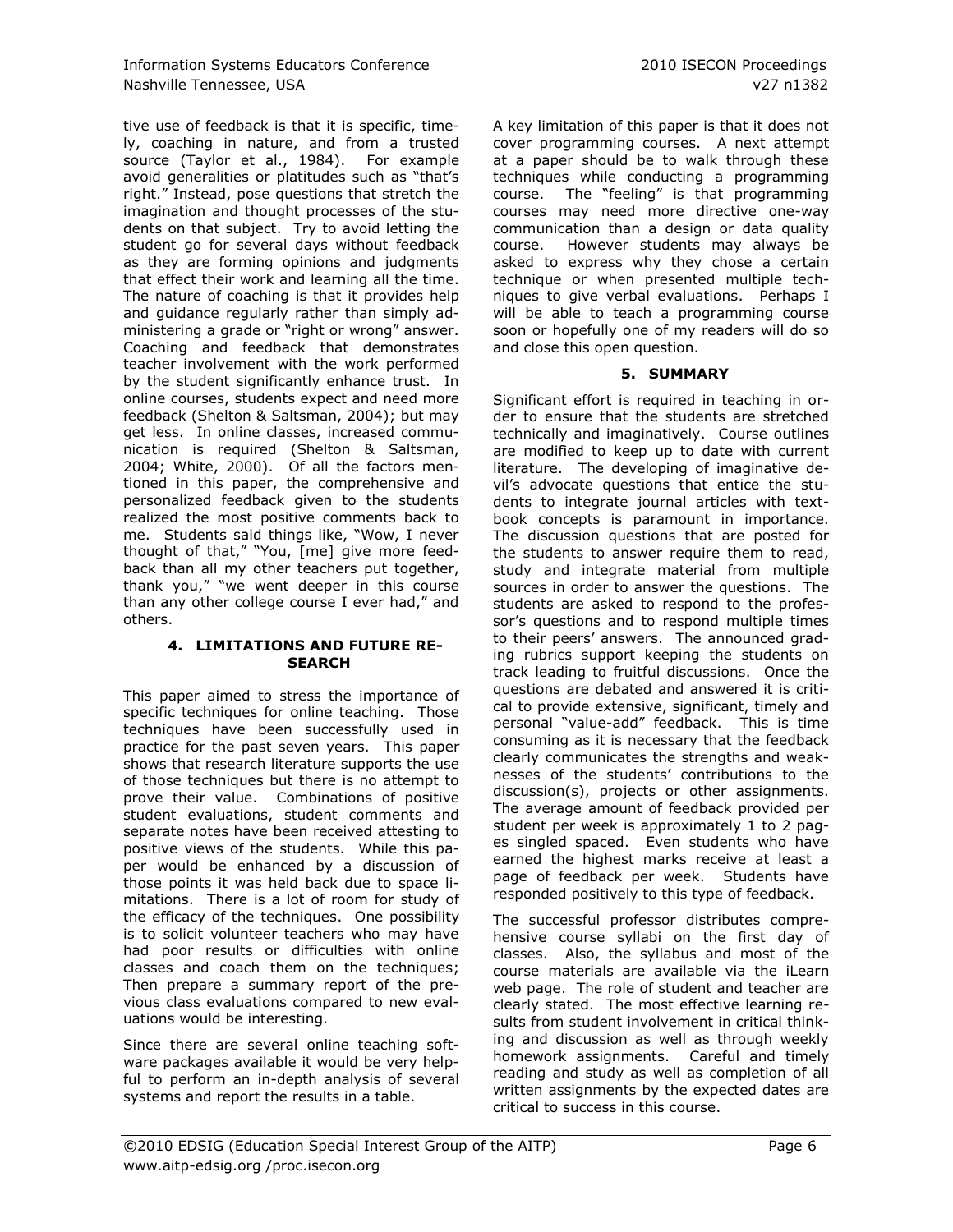tive use of feedback is that it is specific, timely, coaching in nature, and from a trusted source (Taylor et al., 1984). For example avoid generalities or platitudes such as "that's right." Instead, pose questions that stretch the imagination and thought processes of the students on that subject. Try to avoid letting the student go for several days without feedback as they are forming opinions and judgments that effect their work and learning all the time. The nature of coaching is that it provides help and guidance regularly rather than simply administering a grade or "right or wrong" answer. Coaching and feedback that demonstrates teacher involvement with the work performed by the student significantly enhance trust. In online courses, students expect and need more feedback (Shelton & Saltsman, 2004); but may get less. In online classes, increased communication is required (Shelton & Saltsman, 2004; White, 2000). Of all the factors mentioned in this paper, the comprehensive and personalized feedback given to the students realized the most positive comments back to me. Students said things like, "Wow, I never thought of that," "You, [me] give more feedback than all my other teachers put together, thank you," "we went deeper in this course than any other college course I ever had," and others.

## 4. LIMITATIONS AND FUTURE RESEARCH

This paper aimed to stress the importance of specific techniques for online teaching. Those techniques have been successfully used in practice for the past seven years. This paper shows that research literature supports the use of those techniques but there is no attempt to prove their value. Combinations of positive student evaluations, student comments and separate notes have been received attesting to positive views of the students. While this paper would be enhanced by a discussion of those points it was held back due to space limitations. There is a lot of room for study of the efficacy of the techniques. One possibility is to solicit volunteer teachers who may have had poor results or difficulties with online classes and coach them on the techniques; Then prepare a summary report of the previous class evaluations compared to new evaluations would be interesting.

Since there are several online teaching software packages available it would be very helpful to perform an in-depth analysis of several systems and report the results in a table.

A key limitation of this paper is that it does not cover programming courses. A next attempt at a paper should be to walk through these techniques while conducting a programming course. The "feeling" is that programming courses may need more directive one-way communication than a design or data quality course. However students may always be asked to express why they chose a certain technique or when presented multiple techniques to give verbal evaluations. Perhaps I will be able to teach a programming course soon or hopefully one of my readers will do so and close this open question.

## 5. SUMMARY

Significant effort is required in teaching in order to ensure that the students are stretched technically and imaginatively. Course outlines are modified to keep up to date with current literature. The developing of imaginative devil's advocate questions that entice the students to integrate journal articles with textbook concepts is paramount in importance. The discussion questions that are posted for the students to answer require them to read, study and integrate material from multiple sources in order to answer the questions. The students are asked to respond to the professor's questions and to respond multiple times to their peers' answers. The announced grading rubrics support keeping the students on track leading to fruitful discussions. Once the questions are debated and answered it is critical to provide extensive, significant, timely and personal "value-add" feedback. This is time consuming as it is necessary that the feedback clearly communicates the strengths and weaknesses of the students' contributions to the discussion(s), projects or other assignments. The average amount of feedback provided per student per week is approximately 1 to 2 pages singled spaced. Even students who have earned the highest marks receive at least a page of feedback per week. Students have responded positively to this type of feedback.

The successful professor distributes comprehensive course syllabi on the first day of classes. Also, the syllabus and most of the course materials are available via the iLearn web page. The role of student and teacher are clearly stated. The most effective learning results from student involvement in critical thinking and discussion as well as through weekly homework assignments. Careful and timely reading and study as well as completion of all written assignments by the expected dates are critical to success in this course.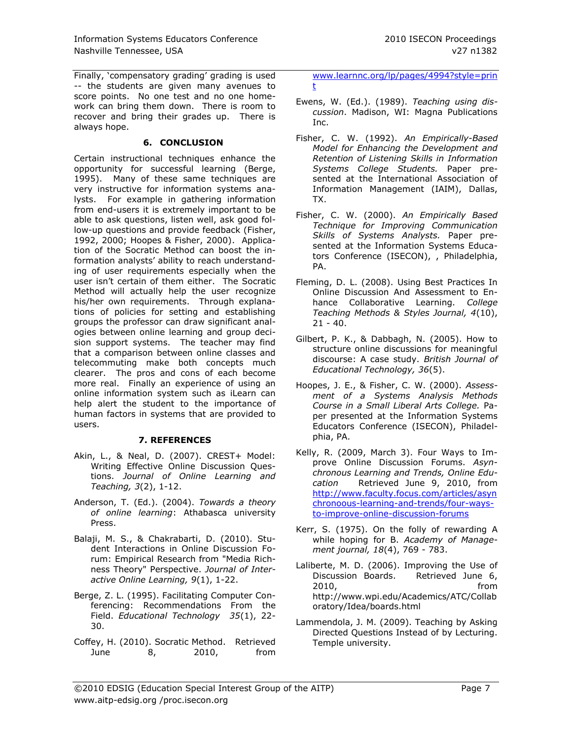Finally, 'compensatory grading' grading is used -- the students are given many avenues to score points. No one test and no one homework can bring them down. There is room to recover and bring their grades up. There is always hope.

## 6. CONCLUSION

Certain instructional techniques enhance the opportunity for successful learning (Berge, 1995). Many of these same techniques are very instructive for information systems analysts. For example in gathering information from end-users it is extremely important to be able to ask questions, listen well, ask good follow-up questions and provide feedback (Fisher, 1992, 2000; Hoopes & Fisher, 2000). Application of the Socratic Method can boost the information analysts' ability to reach understanding of user requirements especially when the user isn't certain of them either. The Socratic Method will actually help the user recognize his/her own requirements. Through explanations of policies for setting and establishing groups the professor can draw significant analogies between online learning and group decision support systems. The teacher may find that a comparison between online classes and telecommuting make both concepts much clearer. The pros and cons of each become more real. Finally an experience of using an online information system such as iLearn can help alert the student to the importance of human factors in systems that are provided to users.

## 7. REFERENCES

Akin, L., & Neal, D. (2007). CREST+ Model: Writing Effective Online Discussion Questions. *Journal of Online Learning and Teaching, 3*(2), 1-12.

Anderson, T. (Ed.). (2004). *Towards a theory of online learning*: Athabasca university Press.

Balaji, M. S., & Chakrabarti, D. (2010). Student Interactions in Online Discussion Forum: Empirical Research from "Media Richness Theory" Perspective. *Journal of Interactive Online Learning, 9*(1), 1-22.

Berge, Z. L. (1995). Facilitating Computer Conferencing: Recommendations From the Field. *Educational Technology 35*(1), 22-30.

Coffey, H. (2010). Socratic Method. Retrieved June 8, 2010, from www.learnnc.org/lp/pages/4994?style=print

Ewens, W. (Ed.). (1989). *Teaching using discussion*. Madison, WI: Magna Publications Inc.

Fisher, C. W. (1992). *An Empirically-Based Model for Enhancing the Development and Retention of Listening Skills in Information Systems College Students.* Paper presented at the International Association of Information Management (IAIM), Dallas, TX.

Fisher, C. W. (2000). *An Empirically Based Technique for Improving Communication Skills of Systems Analysts.* Paper presented at the Information Systems Educators Conference (ISECON), , Philadelphia, PA.

Fleming, D. L. (2008). Using Best Practices In Online Discussion And Assessment to Enhance Collaborative Learning. *College Teaching Methods & Styles Journal, 4*(10), 21 - 40.

Gilbert, P. K., & Dabbagh, N. (2005). How to structure online discussions for meaningful discourse: A case study. *British Journal of Educational Technology, 36*(5).

Hoopes, J. E., & Fisher, C. W. (2000). *Assessment of a Systems Analysis Methods Course in a Small Liberal Arts College.* Paper presented at the Information Systems Educators Conference (ISECON), Philadelphia, PA.

Kelly, R. (2009, March 3). Four Ways to Improve Online Discussion Forums. *Asynchronous Learning and Trends, Online Education* Retrieved June 9, 2010, from http://www.faculty.focus.com/articles/asynchronoous-learning-and-trends/four-ways-to-improve-online-discussion-forums

Kerr, S. (1975). On the folly of rewarding A while hoping for B. *Academy of Management journal, 18*(4), 769 - 783.

Laliberte, M. D. (2006). Improving the Use of Discussion Boards. Retrieved June 6, 2010, from http://www.wpi.edu/Academics/ATC/Collaboratory/Idea/boards.html

Lammendola, J. M. (2009). Teaching by Asking Directed Questions Instead of by Lecturing. Temple university.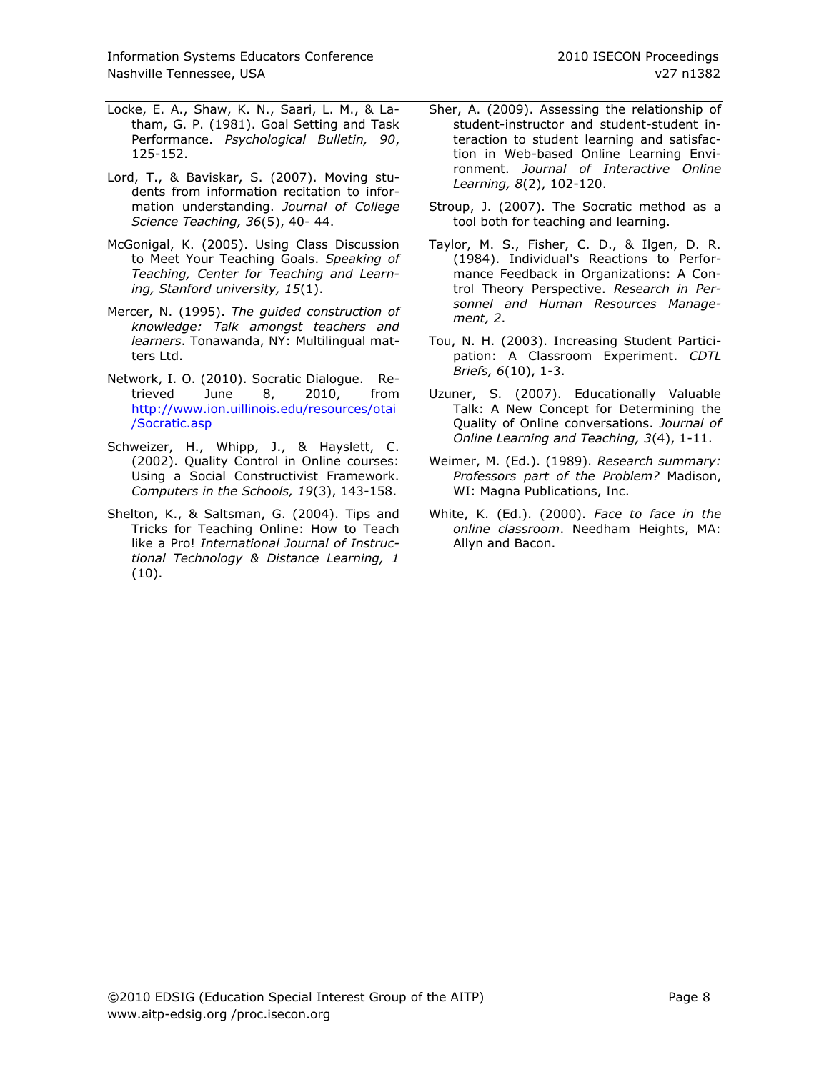Locke, E. A., Shaw, K. N., Saari, L. M., & Latham, G. P. (1981). Goal Setting and Task Performance. *Psychological Bulletin, 90*, 125-152.

Lord, T., & Baviskar, S. (2007). Moving students from information recitation to information understanding. *Journal of College Science Teaching, 36*(5), 40- 44.

McGonigal, K. (2005). Using Class Discussion to Meet Your Teaching Goals. *Speaking of Teaching, Center for Teaching and Learning, Stanford university, 15*(1).

Mercer, N. (1995). *The guided construction of knowledge: Talk amongst teachers and learners*. Tonawanda, NY: Multilingual matters Ltd.

Network, I. O. (2010). Socratic Dialogue. Retrieved June 8, 2010, from http://www.ion.uillinois.edu/resources/otai/Socratic.asp

Schweizer, H., Whipp, J., & Hayslett, C. (2002). Quality Control in Online courses: Using a Social Constructivist Framework. *Computers in the Schools, 19*(3), 143-158.

Shelton, K., & Saltsman, G. (2004). Tips and Tricks for Teaching Online: How to Teach like a Pro! *International Journal of Instructional Technology & Distance Learning, 1* (10).

Sher, A. (2009). Assessing the relationship of student-instructor and student-student interaction to student learning and satisfaction in Web-based Online Learning Environment. *Journal of Interactive Online Learning, 8*(2), 102-120.

Stroup, J. (2007). The Socratic method as a tool both for teaching and learning.

Taylor, M. S., Fisher, C. D., & Ilgen, D. R. (1984). Individual's Reactions to Performance Feedback in Organizations: A Control Theory Perspective. *Research in Personnel and Human Resources Management, 2*.

Tou, N. H. (2003). Increasing Student Participation: A Classroom Experiment. *CDTL Briefs, 6*(10), 1-3.

Uzuner, S. (2007). Educationally Valuable Talk: A New Concept for Determining the Quality of Online conversations. *Journal of Online Learning and Teaching, 3*(4), 1-11.

Weimer, M. (Ed.). (1989). *Research summary: Professors part of the Problem?* Madison, WI: Magna Publications, Inc.

White, K. (Ed.). (2000). *Face to face in the online classroom*. Needham Heights, MA: Allyn and Bacon.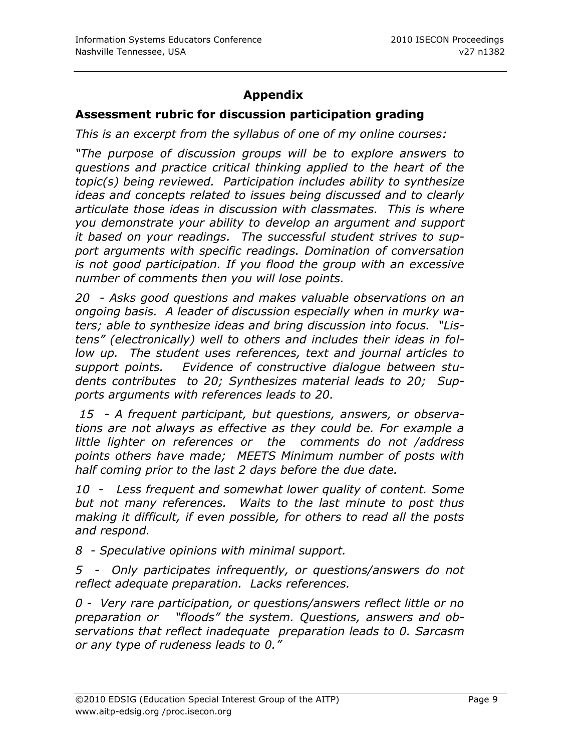# Appendix

## Assessment rubric for discussion participation grading

*This is an excerpt from the syllabus of one of my online courses:*

*"The purpose of discussion groups will be to explore answers to questions and practice critical thinking applied to the heart of the topic(s) being reviewed. Participation includes ability to synthesize ideas and concepts related to issues being discussed and to clearly articulate those ideas in discussion with classmates. This is where you demonstrate your ability to develop an argument and support it based on your readings. The successful student strives to support arguments with specific readings. Domination of conversation is not good participation. If you flood the group with an excessive number of comments then you will lose points.*

*20 - Asks good questions and makes valuable observations on an ongoing basis. A leader of discussion especially when in murky waters; able to synthesize ideas and bring discussion into focus. "Listens" (electronically) well to others and includes their ideas in follow up. The student uses references, text and journal articles to support points. Evidence of constructive dialogue between students contributes to 20; Synthesizes material leads to 20; Supports arguments with references leads to 20.*

*15 - A frequent participant, but questions, answers, or observations are not always as effective as they could be. For example a little lighter on references or the comments do not /address points others have made; MEETS Minimum number of posts with half coming prior to the last 2 days before the due date.*

*10 - Less frequent and somewhat lower quality of content. Some but not many references. Waits to the last minute to post thus making it difficult, if even possible, for others to read all the posts and respond.*

*8 - Speculative opinions with minimal support.*

*5 - Only participates infrequently, or questions/answers do not reflect adequate preparation. Lacks references.*

*0 - Very rare participation, or questions/answers reflect little or no preparation or "floods" the system. Questions, answers and observations that reflect inadequate preparation leads to 0. Sarcasm or any type of rudeness leads to 0."*